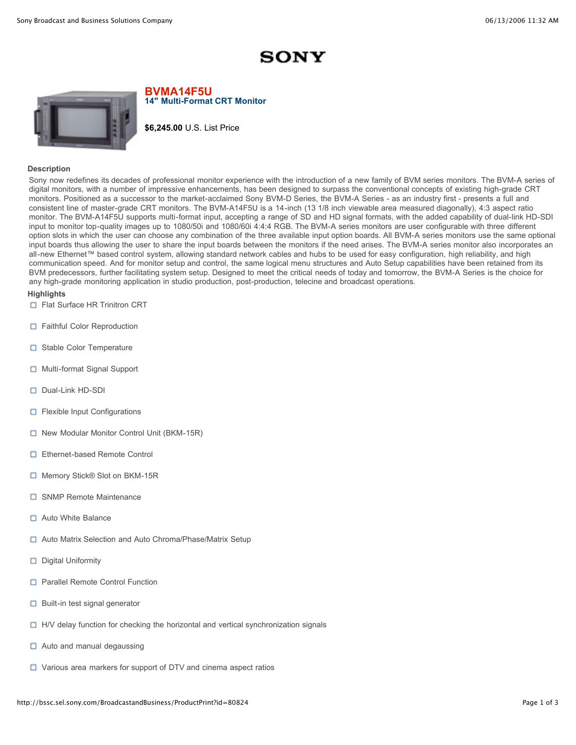SONY

# BVMA14F5U

## 14" Multi-Format CRT Monitor

**$6,245.00** U.S. List Price

### Description

Sony now redefines its decades of professional monitor experience with the introduction of a new family of BVM series monitors. The BVM-A series of digital monitors, with a number of impressive enhancements, has been designed to surpass the conventional concepts of existing high-grade CRT monitors. Positioned as a successor to the market-acclaimed Sony BVM-D Series, the BVM-A Series - as an industry first - presents a full and consistent line of master-grade CRT monitors. The BVM-A14F5U is a 14-inch (13 1/8 inch viewable area measured diagonally), 4:3 aspect ratio monitor. The BVM-A14F5U supports multi-format input, accepting a range of SD and HD signal formats, with the added capability of dual-link HD-SDI input to monitor top-quality images up to 1080/50i and 1080/60i 4:4:4 RGB. The BVM-A series monitors are user configurable with three different option slots in which the user can choose any combination of the three available input option boards. All BVM-A series monitors use the same optional input boards thus allowing the user to share the input boards between the monitors if the need arises. The BVM-A series monitor also incorporates an all-new Ethernet™ based control system, allowing standard network cables and hubs to be used for easy configuration, high reliability, and high communication speed. And for monitor setup and control, the same logical menu structures and Auto Setup capabilities have been retained from its BVM predecessors, further facilitating system setup. Designed to meet the critical needs of today and tomorrow, the BVM-A Series is the choice for any high-grade monitoring application in studio production, post-production, telecine and broadcast operations.

### Highlights

- Flat Surface HR Trinitron CRT
- Faithful Color Reproduction
- Stable Color Temperature
- Multi-format Signal Support
- Dual-Link HD-SDI
- Flexible Input Configurations
- New Modular Monitor Control Unit (BKM-15R)
- Ethernet-based Remote Control
- Memory Stick® Slot on BKM-15R
- SNMP Remote Maintenance
- Auto White Balance
- Auto Matrix Selection and Auto Chroma/Phase/Matrix Setup
- Digital Uniformity
- Parallel Remote Control Function
- Built-in test signal generator
- H/V delay function for checking the horizontal and vertical synchronization signals
- Auto and manual degaussing
- Various area markers for support of DTV and cinema aspect ratios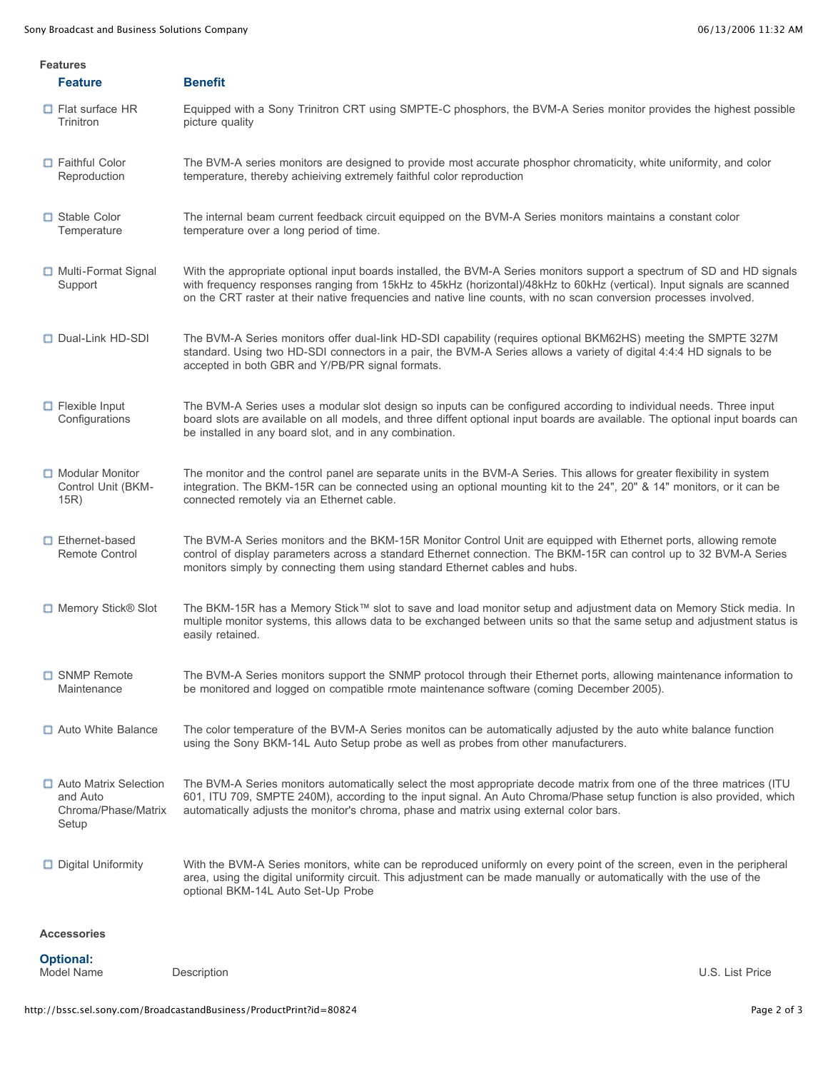### Features

| Feature | Benefit |
| --- | --- |
| Flat surface HR Trinitron | Equipped with a Sony Trinitron CRT using SMPTE-C phosphors, the BVM-A Series monitor provides the highest possible picture quality |
| Faithful Color Reproduction | The BVM-A series monitors are designed to provide most accurate phosphor chromaticity, white uniformity, and color temperature, thereby achieiving extremely faithful color reproduction |
| Stable Color Temperature | The internal beam current feedback circuit equipped on the BVM-A Series monitors maintains a constant color temperature over a long period of time. |
| Multi-Format Signal Support | With the appropriate optional input boards installed, the BVM-A Series monitors support a spectrum of SD and HD signals with frequency responses ranging from 15kHz to 45kHz (horizontal)/48kHz to 60kHz (vertical). Input signals are scanned on the CRT raster at their native frequencies and native line counts, with no scan conversion processes involved. |
| Dual-Link HD-SDI | The BVM-A Series monitors offer dual-link HD-SDI capability (requires optional BKM62HS) meeting the SMPTE 327M standard. Using two HD-SDI connectors in a pair, the BVM-A Series allows a variety of digital 4:4:4 HD signals to be accepted in both GBR and Y/PB/PR signal formats. |
| Flexible Input Configurations | The BVM-A Series uses a modular slot design so inputs can be configured according to individual needs. Three input board slots are available on all models, and three diffent optional input boards are available. The optional input boards can be installed in any board slot, and in any combination. |
| Modular Monitor Control Unit (BKM-15R) | The monitor and the control panel are separate units in the BVM-A Series. This allows for greater flexibility in system integration. The BKM-15R can be connected using an optional mounting kit to the 24", 20" & 14" monitors, or it can be connected remotely via an Ethernet cable. |
| Ethernet-based Remote Control | The BVM-A Series monitors and the BKM-15R Monitor Control Unit are equipped with Ethernet ports, allowing remote control of display parameters across a standard Ethernet connection. The BKM-15R can control up to 32 BVM-A Series monitors simply by connecting them using standard Ethernet cables and hubs. |
| Memory Stick® Slot | The BKM-15R has a Memory Stick™ slot to save and load monitor setup and adjustment data on Memory Stick media. In multiple monitor systems, this allows data to be exchanged between units so that the same setup and adjustment status is easily retained. |
| SNMP Remote Maintenance | The BVM-A Series monitors support the SNMP protocol through their Ethernet ports, allowing maintenance information to be monitored and logged on compatible rmote maintenance software (coming December 2005). |
| Auto White Balance | The color temperature of the BVM-A Series monitos can be automatically adjusted by the auto white balance function using the Sony BKM-14L Auto Setup probe as well as probes from other manufacturers. |
| Auto Matrix Selection and Auto Chroma/Phase/Matrix Setup | The BVM-A Series monitors automatically select the most appropriate decode matrix from one of the three matrices (ITU 601, ITU 709, SMPTE 240M), according to the input signal. An Auto Chroma/Phase setup function is also provided, which automatically adjusts the monitor's chroma, phase and matrix using external color bars. |
| Digital Uniformity | With the BVM-A Series monitors, white can be reproduced uniformly on every point of the screen, even in the peripheral area, using the digital uniformity circuit. This adjustment can be made manually or automatically with the use of the optional BKM-14L Auto Set-Up Probe |

### Accessories

**Optional:**

| Model Name | Description | U.S. List Price |
| --- | --- | --- |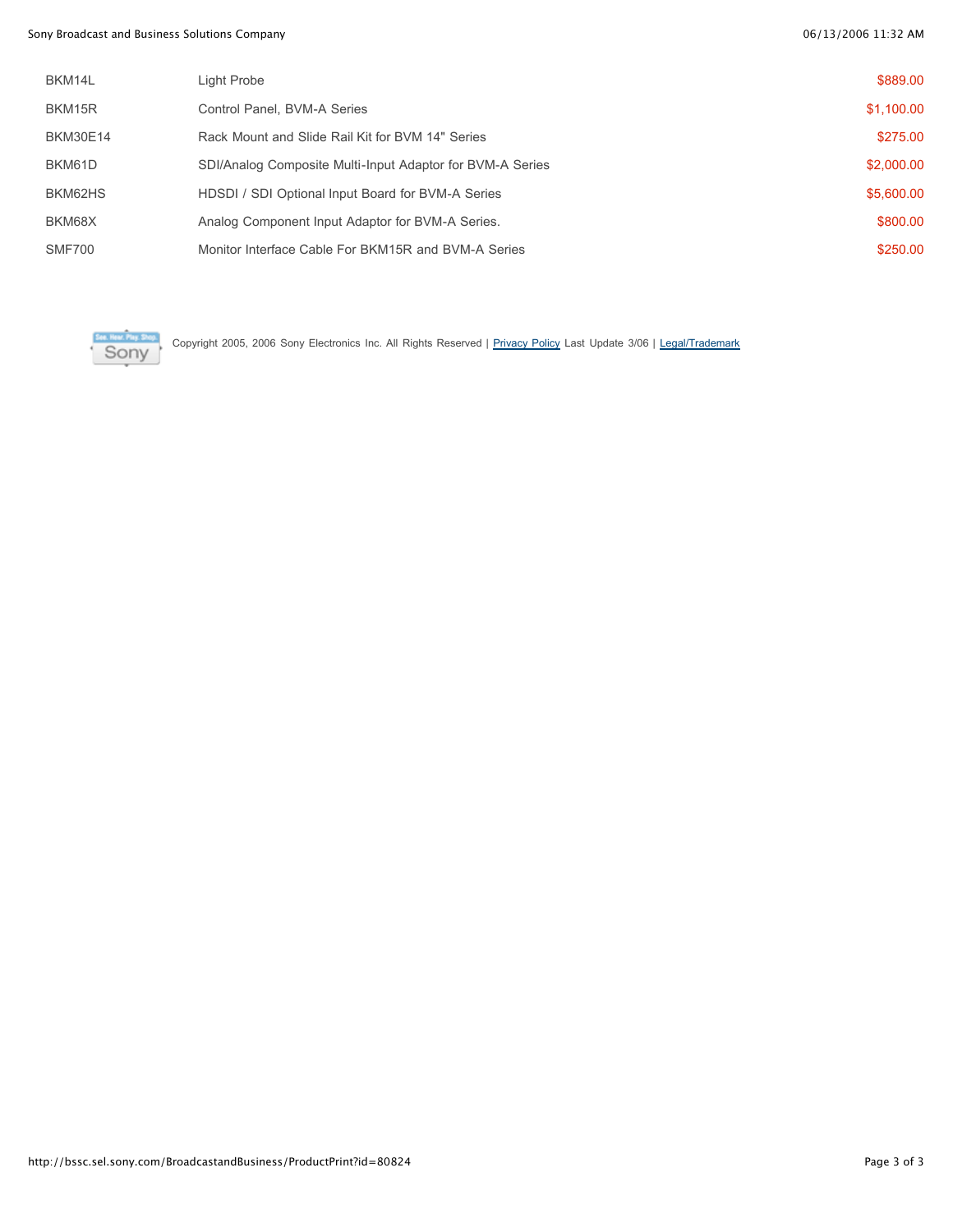| | | |
|---|---|---|
| BKM14L | Light Probe | $889.00 |
| BKM15R | Control Panel, BVM-A Series | $1,100.00 |
| BKM30E14 | Rack Mount and Slide Rail Kit for BVM 14" Series | $275.00 |
| BKM61D | SDI/Analog Composite Multi-Input Adaptor for BVM-A Series | $2,000.00 |
| BKM62HS | HDSDI / SDI Optional Input Board for BVM-A Series | $5,600.00 |
| BKM68X | Analog Component Input Adaptor for BVM-A Series. | $800.00 |
| SMF700 | Monitor Interface Cable For BKM15R and BVM-A Series | $250.00 |

Copyright 2005, 2006 Sony Electronics Inc. All Rights Reserved | Privacy Policy Last Update 3/06 | Legal/Trademark